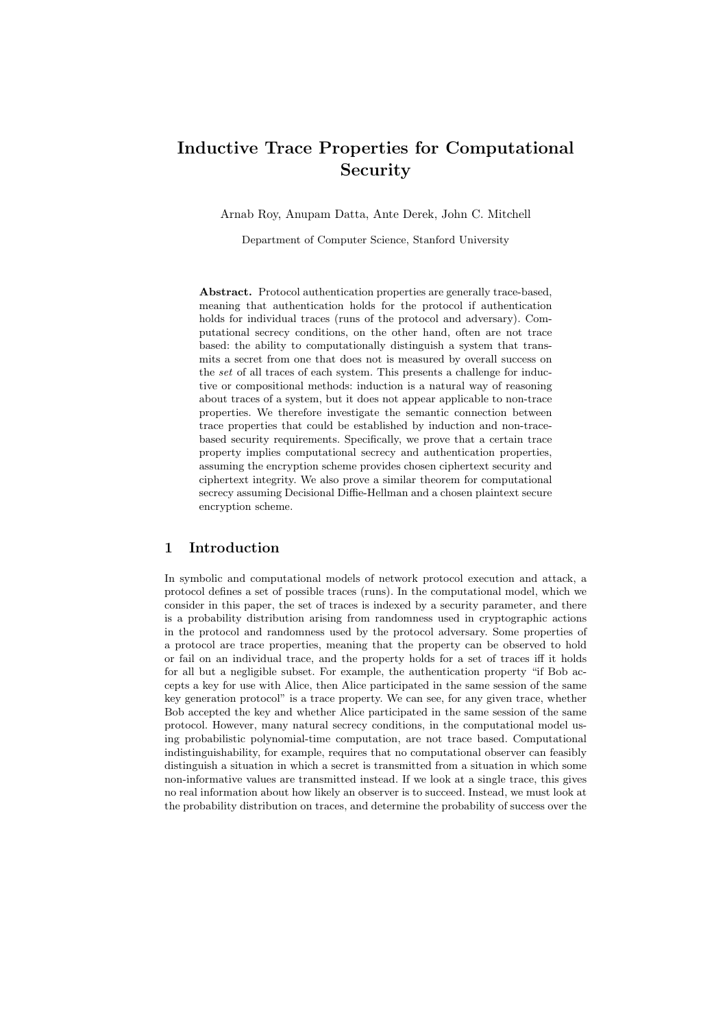# Inductive Trace Properties for Computational Security

Arnab Roy, Anupam Datta, Ante Derek, John C. Mitchell

Department of Computer Science, Stanford University

**Abstract.** Protocol authentication properties are generally trace-based, meaning that authentication holds for the protocol if authentication holds for individual traces (runs of the protocol and adversary). Computational secrecy conditions, on the other hand, often are not trace based: the ability to computationally distinguish a system that transmits a secret from one that does not is measured by overall success on the *set* of all traces of each system. This presents a challenge for inductive or compositional methods: induction is a natural way of reasoning about traces of a system, but it does not appear applicable to non-trace properties. We therefore investigate the semantic connection between trace properties that could be established by induction and non-trace-based security requirements. Specifically, we prove that a certain trace property implies computational secrecy and authentication properties, assuming the encryption scheme provides chosen ciphertext security and ciphertext integrity. We also prove a similar theorem for computational secrecy assuming Decisional Diffie-Hellman and a chosen plaintext secure encryption scheme.

## 1 Introduction

In symbolic and computational models of network protocol execution and attack, a protocol defines a set of possible traces (runs). In the computational model, which we consider in this paper, the set of traces is indexed by a security parameter, and there is a probability distribution arising from randomness used in cryptographic actions in the protocol and randomness used by the protocol adversary. Some properties of a protocol are trace properties, meaning that the property can be observed to hold or fail on an individual trace, and the property holds for a set of traces iff it holds for all but a negligible subset. For example, the authentication property "if Bob accepts a key for use with Alice, then Alice participated in the same session of the same key generation protocol" is a trace property. We can see, for any given trace, whether Bob accepted the key and whether Alice participated in the same session of the same protocol. However, many natural secrecy conditions, in the computational model using probabilistic polynomial-time computation, are not trace based. Computational indistinguishability, for example, requires that no computational observer can feasibly distinguish a situation in which a secret is transmitted from a situation in which some non-informative values are transmitted instead. If we look at a single trace, this gives no real information about how likely an observer is to succeed. Instead, we must look at the probability distribution on traces, and determine the probability of success over the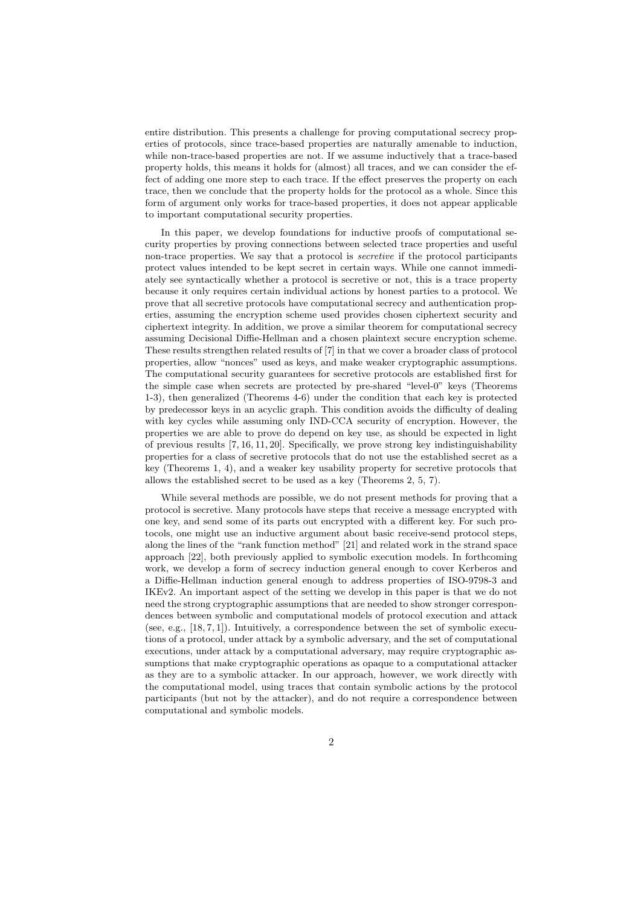entire distribution. This presents a challenge for proving computational secrecy properties of protocols, since trace-based properties are naturally amenable to induction, while non-trace-based properties are not. If we assume inductively that a trace-based property holds, this means it holds for (almost) all traces, and we can consider the effect of adding one more step to each trace. If the effect preserves the property on each trace, then we conclude that the property holds for the protocol as a whole. Since this form of argument only works for trace-based properties, it does not appear applicable to important computational security properties.

In this paper, we develop foundations for inductive proofs of computational security properties by proving connections between selected trace properties and useful non-trace properties. We say that a protocol is *secretive* if the protocol participants protect values intended to be kept secret in certain ways. While one cannot immediately see syntactically whether a protocol is secretive or not, this is a trace property because it only requires certain individual actions by honest parties to a protocol. We prove that all secretive protocols have computational secrecy and authentication properties, assuming the encryption scheme used provides chosen ciphertext security and ciphertext integrity. In addition, we prove a similar theorem for computational secrecy assuming Decisional Diffie-Hellman and a chosen plaintext secure encryption scheme. These results strengthen related results of [7] in that we cover a broader class of protocol properties, allow "nonces" used as keys, and make weaker cryptographic assumptions. The computational security guarantees for secretive protocols are established first for the simple case when secrets are protected by pre-shared "level-0" keys (Theorems 1-3), then generalized (Theorems 4-6) under the condition that each key is protected by predecessor keys in an acyclic graph. This condition avoids the difficulty of dealing with key cycles while assuming only IND-CCA security of encryption. However, the properties we are able to prove do depend on key use, as should be expected in light of previous results [7, 16, 11, 20]. Specifically, we prove strong key indistinguishability properties for a class of secretive protocols that do not use the established secret as a key (Theorems 1, 4), and a weaker key usability property for secretive protocols that allows the established secret to be used as a key (Theorems 2, 5, 7).

While several methods are possible, we do not present methods for proving that a protocol is secretive. Many protocols have steps that receive a message encrypted with one key, and send some of its parts out encrypted with a different key. For such protocols, one might use an inductive argument about basic receive-send protocol steps, along the lines of the "rank function method" [21] and related work in the strand space approach [22], both previously applied to symbolic execution models. In forthcoming work, we develop a form of secrecy induction general enough to cover Kerberos and a Diffie-Hellman induction general enough to address properties of ISO-9798-3 and IKEv2. An important aspect of the setting we develop in this paper is that we do not need the strong cryptographic assumptions that are needed to show stronger correspondences between symbolic and computational models of protocol execution and attack (see, e.g., [18, 7, 1]). Intuitively, a correspondence between the set of symbolic executions of a protocol, under attack by a symbolic adversary, and the set of computational executions, under attack by a computational adversary, may require cryptographic assumptions that make cryptographic operations as opaque to a computational attacker as they are to a symbolic attacker. In our approach, however, we work directly with the computational model, using traces that contain symbolic actions by the protocol participants (but not by the attacker), and do not require a correspondence between computational and symbolic models.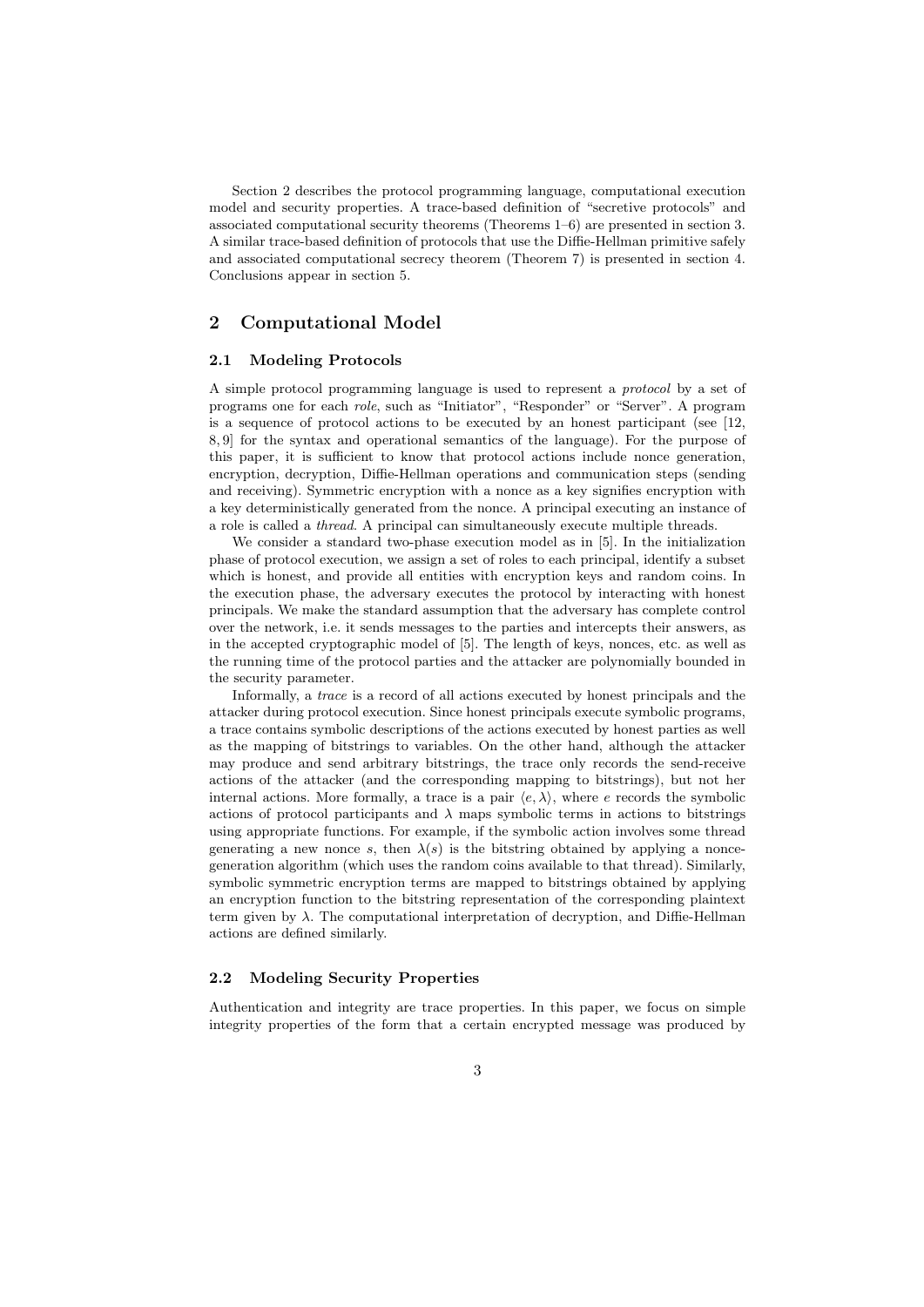Section 2 describes the protocol programming language, computational execution model and security properties. A trace-based definition of "secretive protocols" and associated computational security theorems (Theorems 1–6) are presented in section 3. A similar trace-based definition of protocols that use the Diffie-Hellman primitive safely and associated computational secrecy theorem (Theorem 7) is presented in section 4. Conclusions appear in section 5.

## 2 Computational Model

### 2.1 Modeling Protocols

A simple protocol programming language is used to represent a *protocol* by a set of programs one for each *role*, such as "Initiator", "Responder" or "Server". A program is a sequence of protocol actions to be executed by an honest participant (see [12, 8, 9] for the syntax and operational semantics of the language). For the purpose of this paper, it is sufficient to know that protocol actions include nonce generation, encryption, decryption, Diffie-Hellman operations and communication steps (sending and receiving). Symmetric encryption with a nonce as a key signifies encryption with a key deterministically generated from the nonce. A principal executing an instance of a role is called a *thread*. A principal can simultaneously execute multiple threads.

We consider a standard two-phase execution model as in [5]. In the initialization phase of protocol execution, we assign a set of roles to each principal, identify a subset which is honest, and provide all entities with encryption keys and random coins. In the execution phase, the adversary executes the protocol by interacting with honest principals. We make the standard assumption that the adversary has complete control over the network, i.e. it sends messages to the parties and intercepts their answers, as in the accepted cryptographic model of [5]. The length of keys, nonces, etc. as well as the running time of the protocol parties and the attacker are polynomially bounded in the security parameter.

Informally, a *trace* is a record of all actions executed by honest principals and the attacker during protocol execution. Since honest principals execute symbolic programs, a trace contains symbolic descriptions of the actions executed by honest parties as well as the mapping of bitstrings to variables. On the other hand, although the attacker may produce and send arbitrary bitstrings, the trace only records the send-receive actions of the attacker (and the corresponding mapping to bitstrings), but not her internal actions. More formally, a trace is a pair $\langle e, \lambda \rangle$, where $e$ records the symbolic actions of protocol participants and $\lambda$ maps symbolic terms in actions to bitstrings using appropriate functions. For example, if the symbolic action involves some thread generating a new nonce $s$, then $\lambda(s)$ is the bitstring obtained by applying a nonce-generation algorithm (which uses the random coins available to that thread). Similarly, symbolic symmetric encryption terms are mapped to bitstrings obtained by applying an encryption function to the bitstring representation of the corresponding plaintext term given by $\lambda$. The computational interpretation of decryption, and Diffie-Hellman actions are defined similarly.

### 2.2 Modeling Security Properties

Authentication and integrity are trace properties. In this paper, we focus on simple integrity properties of the form that a certain encrypted message was produced by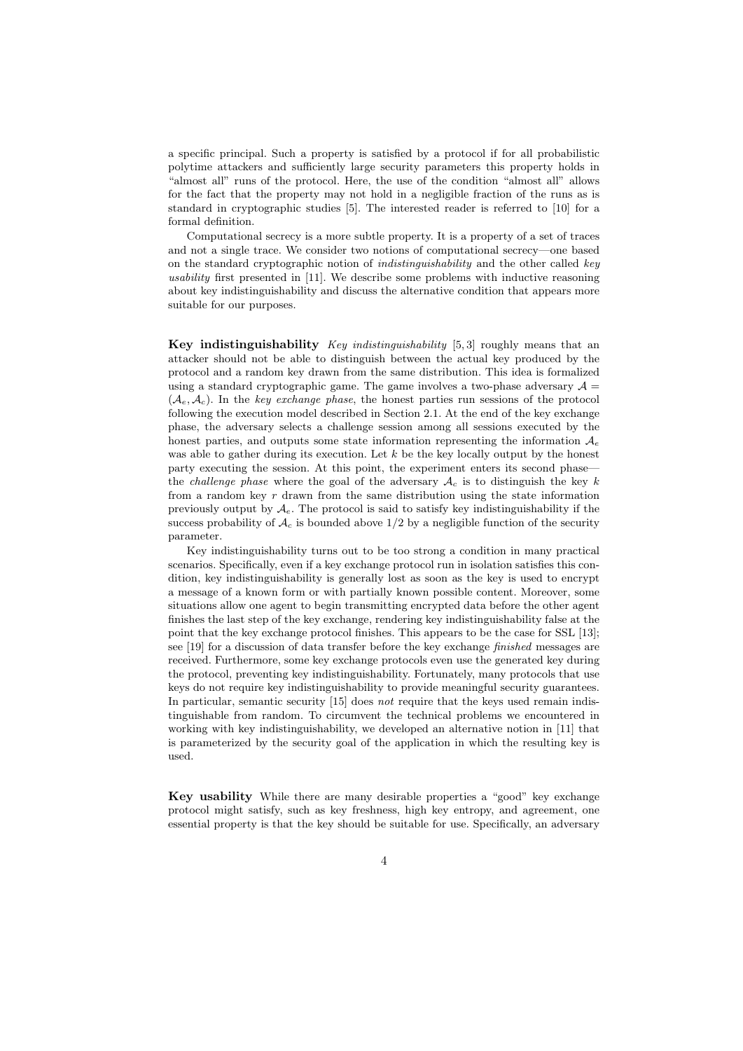a specific principal. Such a property is satisfied by a protocol if for all probabilistic polytime attackers and sufficiently large security parameters this property holds in "almost all" runs of the protocol. Here, the use of the condition "almost all" allows for the fact that the property may not hold in a negligible fraction of the runs as is standard in cryptographic studies [5]. The interested reader is referred to [10] for a formal definition.

Computational secrecy is a more subtle property. It is a property of a set of traces and not a single trace. We consider two notions of computational secrecy—one based on the standard cryptographic notion of *indistinguishability* and the other called *key usability* first presented in [11]. We describe some problems with inductive reasoning about key indistinguishability and discuss the alternative condition that appears more suitable for our purposes.

**Key indistinguishability** *Key indistinguishability* [5, 3] roughly means that an attacker should not be able to distinguish between the actual key produced by the protocol and a random key drawn from the same distribution. This idea is formalized using a standard cryptographic game. The game involves a two-phase adversary $\mathcal{A} = (\mathcal{A}_e, \mathcal{A}_c)$. In the *key exchange phase*, the honest parties run sessions of the protocol following the execution model described in Section 2.1. At the end of the key exchange phase, the adversary selects a challenge session among all sessions executed by the honest parties, and outputs some state information representing the information $\mathcal{A}_e$ was able to gather during its execution. Let $k$ be the key locally output by the honest party executing the session. At this point, the experiment enters its second phase—the *challenge phase* where the goal of the adversary $\mathcal{A}_c$ is to distinguish the key $k$ from a random key $r$ drawn from the same distribution using the state information previously output by $\mathcal{A}_e$. The protocol is said to satisfy key indistinguishability if the success probability of $\mathcal{A}_c$ is bounded above $1/2$ by a negligible function of the security parameter.

Key indistinguishability turns out to be too strong a condition in many practical scenarios. Specifically, even if a key exchange protocol run in isolation satisfies this condition, key indistinguishability is generally lost as soon as the key is used to encrypt a message of a known form or with partially known possible content. Moreover, some situations allow one agent to begin transmitting encrypted data before the other agent finishes the last step of the key exchange, rendering key indistinguishability false at the point that the key exchange protocol finishes. This appears to be the case for SSL [13]; see [19] for a discussion of data transfer before the key exchange *finished* messages are received. Furthermore, some key exchange protocols even use the generated key during the protocol, preventing key indistinguishability. Fortunately, many protocols that use keys do not require key indistinguishability to provide meaningful security guarantees. In particular, semantic security [15] does *not* require that the keys used remain indistinguishable from random. To circumvent the technical problems we encountered in working with key indistinguishability, we developed an alternative notion in [11] that is parameterized by the security goal of the application in which the resulting key is used.

**Key usability** While there are many desirable properties a "good" key exchange protocol might satisfy, such as key freshness, high key entropy, and agreement, one essential property is that the key should be suitable for use. Specifically, an adversary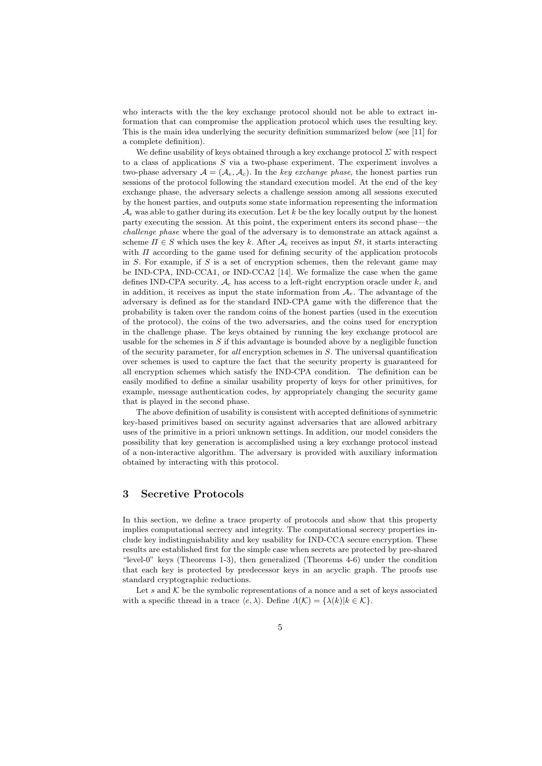who interacts with the the key exchange protocol should not be able to extract information that can compromise the application protocol which uses the resulting key. This is the main idea underlying the security definition summarized below (see [11] for a complete definition).

We define usability of keys obtained through a key exchange protocol $\Sigma$ with respect to a class of applications $S$ via a two-phase experiment. The experiment involves a two-phase adversary $\mathcal{A} = (\mathcal{A}_e, \mathcal{A}_c)$. In the *key exchange phase*, the honest parties run sessions of the protocol following the standard execution model. At the end of the key exchange phase, the adversary selects a challenge session among all sessions executed by the honest parties, and outputs some state information representing the information $\mathcal{A}_e$ was able to gather during its execution. Let $k$ be the key locally output by the honest party executing the session. At this point, the experiment enters its second phase—the *challenge phase* where the goal of the adversary is to demonstrate an attack against a scheme $\Pi \in S$ which uses the key $k$. After $\mathcal{A}_e$ receives as input $St$, it starts interacting with $\Pi$ according to the game used for defining security of the application protocols in $S$. For example, if $S$ is a set of encryption schemes, then the relevant game may be IND-CPA, IND-CCA1, or IND-CCA2 [14]. We formalize the case when the game defines IND-CPA security. $\mathcal{A}_c$ has access to a left-right encryption oracle under $k$, and in addition, it receives as input the state information from $\mathcal{A}_e$. The advantage of the adversary is defined as for the standard IND-CPA game with the difference that the probability is taken over the random coins of the honest parties (used in the execution of the protocol), the coins of the two adversaries, and the coins used for encryption in the challenge phase. The keys obtained by running the key exchange protocol are usable for the schemes in $S$ if this advantage is bounded above by a negligible function of the security parameter, for *all* encryption schemes in $S$. The universal quantification over schemes is used to capture the fact that the security property is guaranteed for all encryption schemes which satisfy the IND-CPA condition. The definition can be easily modified to define a similar usability property of keys for other primitives, for example, message authentication codes, by appropriately changing the security game that is played in the second phase.

The above definition of usability is consistent with accepted definitions of symmetric key-based primitives based on security against adversaries that are allowed arbitrary uses of the primitive in a priori unknown settings. In addition, our model considers the possibility that key generation is accomplished using a key exchange protocol instead of a non-interactive algorithm. The adversary is provided with auxiliary information obtained by interacting with this protocol.

## 3 Secretive Protocols

In this section, we define a trace property of protocols and show that this property implies computational secrecy and integrity. The computational secrecy properties include key indistinguishability and key usability for IND-CCA secure encryption. These results are established first for the simple case when secrets are protected by pre-shared "level-0" keys (Theorems 1-3), then generalized (Theorems 4-6) under the condition that each key is protected by predecessor keys in an acyclic graph. The proofs use standard cryptographic reductions.

Let $s$ and $\mathcal{K}$ be the symbolic representations of a nonce and a set of keys associated with a specific thread in a trace $\langle e, \lambda \rangle$. Define $\Lambda(\mathcal{K}) = \{\lambda(k) | k \in \mathcal{K}\}$.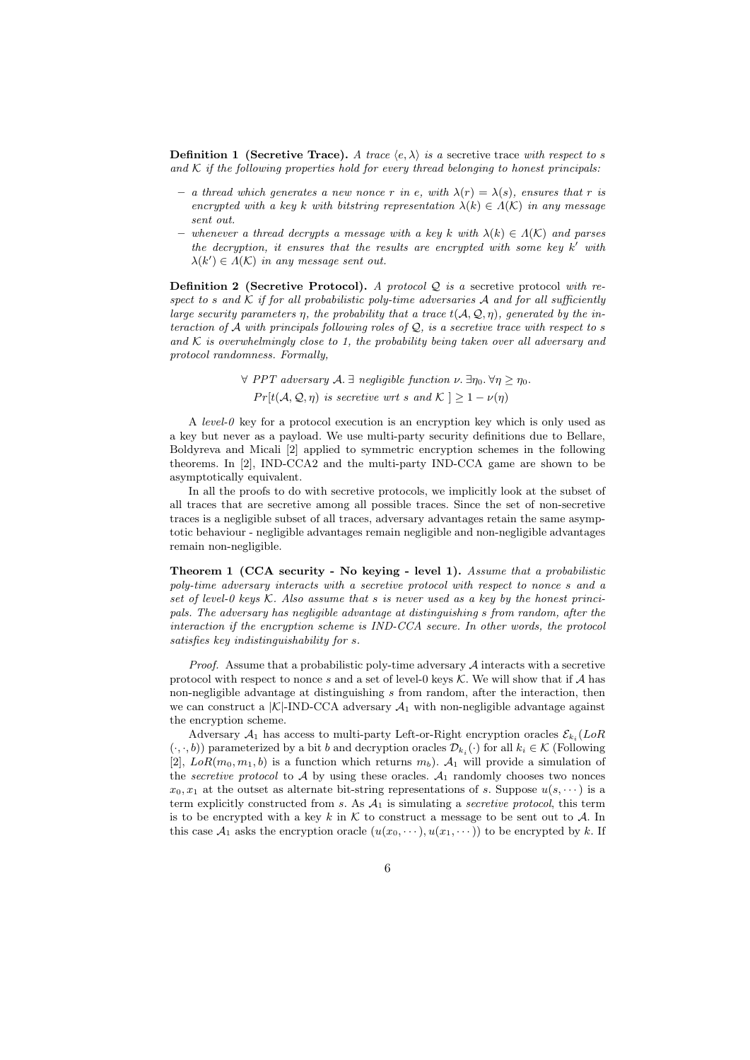**Definition 1 (Secretive Trace).** *A trace $\langle e, \lambda \rangle$ is a* secretive trace *with respect to $s$ and $\mathcal{K}$ if the following properties hold for every thread belonging to honest principals:*

- *a thread which generates a new nonce $r$ in $e$, with $\lambda(r) = \lambda(s)$, ensures that $r$ is encrypted with a key $k$ with bitstring representation $\lambda(k) \in \Lambda(\mathcal{K})$ in any message sent out.*
- *whenever a thread decrypts a message with a key $k$ with $\lambda(k) \in \Lambda(\mathcal{K})$ and parses the decryption, it ensures that the results are encrypted with some key $k'$ with $\lambda(k') \in \Lambda(\mathcal{K})$ in any message sent out.*

**Definition 2 (Secretive Protocol).** *A protocol $\mathcal{Q}$ is a* secretive protocol *with respect to $s$ and $\mathcal{K}$ if for all probabilistic poly-time adversaries $\mathcal{A}$ and for all sufficiently large security parameters $\eta$, the probability that a trace $t(\mathcal{A}, \mathcal{Q}, \eta)$, generated by the interaction of $\mathcal{A}$ with principals following roles of $\mathcal{Q}$, is a secretive trace with respect to $s$ and $\mathcal{K}$ is overwhelmingly close to 1, the probability being taken over all adversary and protocol randomness. Formally,*

$$\forall \text{ PPT adversary } \mathcal{A}.\ \exists \text{ negligible function } \nu.\ \exists \eta_0.\ \forall \eta \geq \eta_0.$$
$$Pr[t(\mathcal{A}, \mathcal{Q}, \eta) \text{ is secretive wrt } s \text{ and } \mathcal{K}\ ] \geq 1 - \nu(\eta)$$

A *level-0* key for a protocol execution is an encryption key which is only used as a key but never as a payload. We use multi-party security definitions due to Bellare, Boldyreva and Micali [2] applied to symmetric encryption schemes in the following theorems. In [2], IND-CCA2 and the multi-party IND-CCA game are shown to be asymptotically equivalent.

In all the proofs to do with secretive protocols, we implicitly look at the subset of all traces that are secretive among all possible traces. Since the set of non-secretive traces is a negligible subset of all traces, adversary advantages retain the same asymptotic behaviour - negligible advantages remain negligible and non-negligible advantages remain non-negligible.

**Theorem 1 (CCA security - No keying - level 1).** *Assume that a probabilistic poly-time adversary interacts with a secretive protocol with respect to nonce $s$ and a set of level-0 keys $\mathcal{K}$. Also assume that $s$ is never used as a key by the honest principals. The adversary has negligible advantage at distinguishing $s$ from random, after the interaction if the encryption scheme is IND-CCA secure. In other words, the protocol satisfies key indistinguishability for $s$.*

*Proof.* Assume that a probabilistic poly-time adversary $\mathcal{A}$ interacts with a secretive protocol with respect to nonce $s$ and a set of level-0 keys $\mathcal{K}$. We will show that if $\mathcal{A}$ has non-negligible advantage at distinguishing $s$ from random, after the interaction, then we can construct a $|\mathcal{K}|$-IND-CCA adversary $\mathcal{A}_1$ with non-negligible advantage against the encryption scheme.

Adversary $\mathcal{A}_1$ has access to multi-party Left-or-Right encryption oracles $\mathcal{E}_{k_i}(LoR(\cdot, \cdot, b))$ parameterized by a bit $b$ and decryption oracles $\mathcal{D}_{k_i}(\cdot)$ for all $k_i \in \mathcal{K}$ (Following [2], $LoR(m_0, m_1, b)$ is a function which returns $m_b$). $\mathcal{A}_1$ will provide a simulation of the *secretive protocol* to $\mathcal{A}$ by using these oracles. $\mathcal{A}_1$ randomly chooses two nonces $x_0, x_1$ at the outset as alternate bit-string representations of $s$. Suppose $u(s, \cdots)$ is a term explicitly constructed from $s$. As $\mathcal{A}_1$ is simulating a *secretive protocol*, this term is to be encrypted with a key $k$ in $\mathcal{K}$ to construct a message to be sent out to $\mathcal{A}$. In this case $\mathcal{A}_1$ asks the encryption oracle $(u(x_0, \cdots), u(x_1, \cdots))$ to be encrypted by $k$. If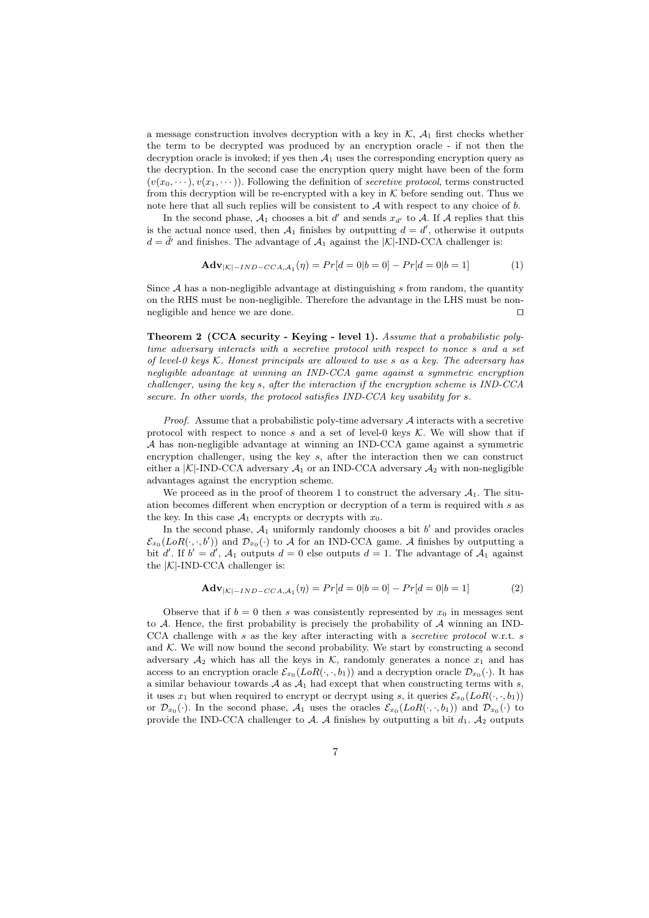a message construction involves decryption with a key in $\mathcal{K}$, $\mathcal{A}_1$ first checks whether the term to be decrypted was produced by an encryption oracle - if not then the decryption oracle is invoked; if yes then $\mathcal{A}_1$ uses the corresponding encryption query as the decryption. In the second case the encryption query might have been of the form $(v(x_0, \cdots), v(x_1, \cdots))$. Following the definition of *secretive protocol*, terms constructed from this decryption will be re-encrypted with a key in $\mathcal{K}$ before sending out. Thus we note here that all such replies will be consistent to $\mathcal{A}$ with respect to any choice of $b$.

In the second phase, $\mathcal{A}_1$ chooses a bit $d'$ and sends $x_{d'}$ to $\mathcal{A}$. If $\mathcal{A}$ replies that this is the actual nonce used, then $\mathcal{A}_1$ finishes by outputting $d = d'$, otherwise it outputs $d = \bar{d'}$ and finishes. The advantage of $\mathcal{A}_1$ against the $|\mathcal{K}|$-IND-CCA challenger is:

$$\mathbf{Adv}_{|\mathcal{K}|-IND-CCA,\mathcal{A}_1}(\eta) = Pr[d = 0|b = 0] - Pr[d = 0|b = 1] \tag{1}$$

Since $\mathcal{A}$ has a non-negligible advantage at distinguishing $s$ from random, the quantity on the RHS must be non-negligible. Therefore the advantage in the LHS must be non-negligible and hence we are done. ⊓⊔

**Theorem 2 (CCA security - Keying - level 1).** *Assume that a probabilistic poly-time adversary interacts with a secretive protocol with respect to nonce $s$ and a set of level-0 keys $\mathcal{K}$. Honest principals are allowed to use $s$ as a key. The adversary has negligible advantage at winning an IND-CCA game against a symmetric encryption challenger, using the key $s$, after the interaction if the encryption scheme is IND-CCA secure. In other words, the protocol satisfies IND-CCA key usability for $s$.*

*Proof.* Assume that a probabilistic poly-time adversary $\mathcal{A}$ interacts with a secretive protocol with respect to nonce $s$ and a set of level-0 keys $\mathcal{K}$. We will show that if $\mathcal{A}$ has non-negligible advantage at winning an IND-CCA game against a symmetric encryption challenger, using the key $s$, after the interaction then we can construct either a $|\mathcal{K}|$-IND-CCA adversary $\mathcal{A}_1$ or an IND-CCA adversary $\mathcal{A}_2$ with non-negligible advantages against the encryption scheme.

We proceed as in the proof of theorem 1 to construct the adversary $\mathcal{A}_1$. The situation becomes different when encryption or decryption of a term is required with $s$ as the key. In this case $\mathcal{A}_1$ encrypts or decrypts with $x_0$.

In the second phase, $\mathcal{A}_1$ uniformly randomly chooses a bit $b'$ and provides oracles $\mathcal{E}_{x_0}(LoR(\cdot, \cdot, b'))$ and $\mathcal{D}_{x_0}(\cdot)$ to $\mathcal{A}$ for an IND-CCA game. $\mathcal{A}$ finishes by outputting a bit $d'$. If $b' = d'$, $\mathcal{A}_1$ outputs $d = 0$ else outputs $d = 1$. The advantage of $\mathcal{A}_1$ against the $|\mathcal{K}|$-IND-CCA challenger is:

$$\mathbf{Adv}_{|\mathcal{K}|-IND-CCA,\mathcal{A}_1}(\eta) = Pr[d = 0|b = 0] - Pr[d = 0|b = 1] \tag{2}$$

Observe that if $b = 0$ then $s$ was consistently represented by $x_0$ in messages sent to $\mathcal{A}$. Hence, the first probability is precisely the probability of $\mathcal{A}$ winning an IND-CCA challenge with $s$ as the key after interacting with a *secretive protocol* w.r.t. $s$ and $\mathcal{K}$. We will now bound the second probability. We start by constructing a second adversary $\mathcal{A}_2$ which has all the keys in $\mathcal{K}$, randomly generates a nonce $x_1$ and has access to an encryption oracle $\mathcal{E}_{x_0}(LoR(\cdot, \cdot, b_1))$ and a decryption oracle $\mathcal{D}_{x_0}(\cdot)$. It has a similar behaviour towards $\mathcal{A}$ as $\mathcal{A}_1$ had except that when constructing terms with $s$, it uses $x_1$ but when required to encrypt or decrypt using $s$, it queries $\mathcal{E}_{x_0}(LoR(\cdot, \cdot, b_1))$ or $\mathcal{D}_{x_0}(\cdot)$. In the second phase, $\mathcal{A}_1$ uses the oracles $\mathcal{E}_{x_0}(LoR(\cdot, \cdot, b_1))$ and $\mathcal{D}_{x_0}(\cdot)$ to provide the IND-CCA challenger to $\mathcal{A}$. $\mathcal{A}$ finishes by outputting a bit $d_1$. $\mathcal{A}_2$ outputs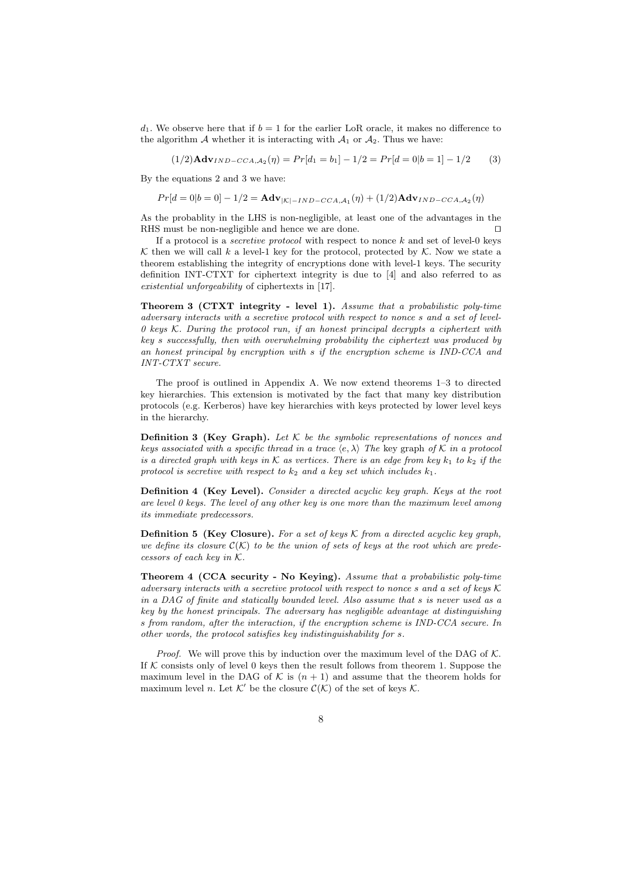$d_1$. We observe here that if $b = 1$ for the earlier LoR oracle, it makes no difference to the algorithm $\mathcal{A}$ whether it is interacting with $\mathcal{A}_1$ or $\mathcal{A}_2$. Thus we have:

$$(1/2)\mathbf{Adv}_{IND-CCA,\mathcal{A}_2}(\eta) = Pr[d_1 = b_1] - 1/2 = Pr[d = 0|b = 1] - 1/2 \quad (3)$$

By the equations 2 and 3 we have:

$$Pr[d = 0|b = 0] - 1/2 = \mathbf{Adv}_{|\mathcal{K}|-IND-CCA,\mathcal{A}_1}(\eta) + (1/2)\mathbf{Adv}_{IND-CCA,\mathcal{A}_2}(\eta)$$

As the probablity in the LHS is non-negligible, at least one of the advantages in the RHS must be non-negligible and hence we are done. ⊓⊔

If a protocol is a *secretive protocol* with respect to nonce $k$ and set of level-0 keys $\mathcal{K}$ then we will call $k$ a level-1 key for the protocol, protected by $\mathcal{K}$. Now we state a theorem establishing the integrity of encryptions done with level-1 keys. The security definition INT-CTXT for ciphertext integrity is due to [4] and also referred to as *existential unforgeability* of ciphertexts in [17].

**Theorem 3 (CTXT integrity - level 1).** *Assume that a probabilistic poly-time adversary interacts with a secretive protocol with respect to nonce $s$ and a set of level-0 keys $\mathcal{K}$. During the protocol run, if an honest principal decrypts a ciphertext with key $s$ successfully, then with overwhelming probability the ciphertext was produced by an honest principal by encryption with $s$ if the encryption scheme is IND-CCA and INT-CTXT secure.*

The proof is outlined in Appendix A. We now extend theorems 1–3 to directed key hierarchies. This extension is motivated by the fact that many key distribution protocols (e.g. Kerberos) have key hierarchies with keys protected by lower level keys in the hierarchy.

**Definition 3 (Key Graph).** *Let $\mathcal{K}$ be the symbolic representations of nonces and keys associated with a specific thread in a trace $\langle e, \lambda \rangle$ The* key graph *of $\mathcal{K}$ in a protocol is a directed graph with keys in $\mathcal{K}$ as vertices. There is an edge from key $k_1$ to $k_2$ if the protocol is secretive with respect to $k_2$ and a key set which includes $k_1$.*

**Definition 4 (Key Level).** *Consider a directed acyclic key graph. Keys at the root are level 0 keys. The level of any other key is one more than the maximum level among its immediate predecessors.*

**Definition 5 (Key Closure).** *For a set of keys $\mathcal{K}$ from a directed acyclic key graph, we define its closure $\mathcal{C}(\mathcal{K})$ to be the union of sets of keys at the root which are predecessors of each key in $\mathcal{K}$.*

**Theorem 4 (CCA security - No Keying).** *Assume that a probabilistic poly-time adversary interacts with a secretive protocol with respect to nonce $s$ and a set of keys $\mathcal{K}$ in a DAG of finite and statically bounded level. Also assume that $s$ is never used as a key by the honest principals. The adversary has negligible advantage at distinguishing $s$ from random, after the interaction, if the encryption scheme is IND-CCA secure. In other words, the protocol satisfies key indistinguishability for $s$.*

*Proof.* We will prove this by induction over the maximum level of the DAG of $\mathcal{K}$. If $\mathcal{K}$ consists only of level 0 keys then the result follows from theorem 1. Suppose the maximum level in the DAG of $\mathcal{K}$ is $(n + 1)$ and assume that the theorem holds for maximum level $n$. Let $\mathcal{K}'$ be the closure $\mathcal{C}(\mathcal{K})$ of the set of keys $\mathcal{K}$.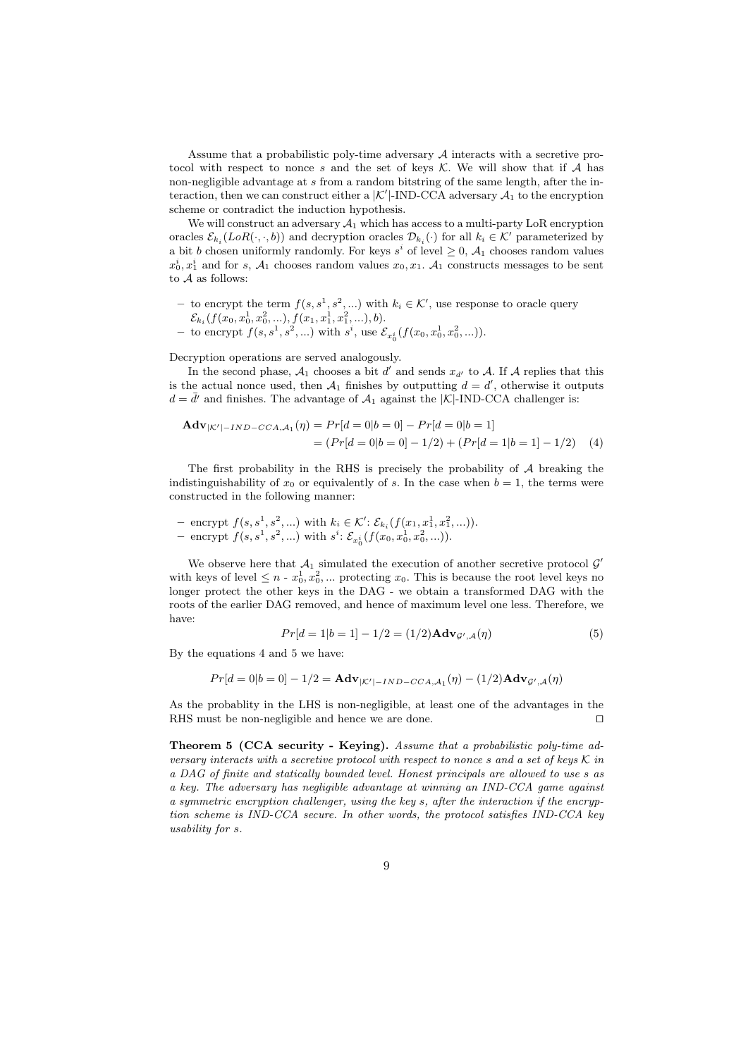Assume that a probabilistic poly-time adversary $\mathcal{A}$ interacts with a secretive protocol with respect to nonce $s$ and the set of keys $\mathcal{K}$. We will show that if $\mathcal{A}$ has non-negligible advantage at $s$ from a random bitstring of the same length, after the interaction, then we can construct either a $|\mathcal{K}'|$-IND-CCA adversary $\mathcal{A}_1$ to the encryption scheme or contradict the induction hypothesis.

We will construct an adversary $\mathcal{A}_1$ which has access to a multi-party LoR encryption oracles $\mathcal{E}_{k_i}(LoR(\cdot,\cdot,b))$ and decryption oracles $\mathcal{D}_{k_i}(\cdot)$ for all $k_i \in \mathcal{K}'$ parameterized by a bit $b$ chosen uniformly randomly. For keys $s^i$ of level $\geq 0$, $\mathcal{A}_1$ chooses random values $x_0^i, x_1^i$ and for $s$, $\mathcal{A}_1$ chooses random values $x_0, x_1$. $\mathcal{A}_1$ constructs messages to be sent to $\mathcal{A}$ as follows:

- to encrypt the term $f(s, s^1, s^2, ...)$ with $k_i \in \mathcal{K}'$, use response to oracle query $\mathcal{E}_{k_i}(f(x_0, x_0^1, x_0^2, ...), f(x_1, x_1^1, x_1^2, ...), b)$.
- to encrypt $f(s, s^1, s^2, ...)$ with $s^i$, use $\mathcal{E}_{x_0^i}(f(x_0, x_0^1, x_0^2, ...))$.

Decryption operations are served analogously.

In the second phase, $\mathcal{A}_1$ chooses a bit $d'$ and sends $x_{d'}$ to $\mathcal{A}$. If $\mathcal{A}$ replies that this is the actual nonce used, then $\mathcal{A}_1$ finishes by outputting $d = d'$, otherwise it outputs $d = \bar{d'}$ and finishes. The advantage of $\mathcal{A}_1$ against the $|\mathcal{K}|$-IND-CCA challenger is:

$$\begin{aligned}\mathbf{Adv}_{|\mathcal{K}'|-IND-CCA,\mathcal{A}_1}(\eta) &= Pr[d = 0|b = 0] - Pr[d = 0|b = 1] \\ &= (Pr[d = 0|b = 0] - 1/2) + (Pr[d = 1|b = 1] - 1/2) \quad (4)\end{aligned}$$

The first probability in the RHS is precisely the probability of $\mathcal{A}$ breaking the indistinguishability of $x_0$ or equivalently of $s$. In the case when $b = 1$, the terms were constructed in the following manner:

- encrypt $f(s, s^1, s^2, ...)$ with $k_i \in \mathcal{K}'$: $\mathcal{E}_{k_i}(f(x_1, x_1^1, x_1^2, ...))$.
- encrypt $f(s, s^1, s^2, ...)$ with $s^i$: $\mathcal{E}_{x_0^i}(f(x_0, x_0^1, x_0^2, ...))$.

We observe here that $\mathcal{A}_1$ simulated the execution of another secretive protocol $\mathcal{G}'$ with keys of level $\leq n$ - $x_0^1, x_0^2, ...$ protecting $x_0$. This is because the root level keys no longer protect the other keys in the DAG - we obtain a transformed DAG with the roots of the earlier DAG removed, and hence of maximum level one less. Therefore, we have:

$$Pr[d = 1|b = 1] - 1/2 = (1/2)\mathbf{Adv}_{\mathcal{G}',\mathcal{A}}(\eta) \quad (5)$$

By the equations 4 and 5 we have:

$$Pr[d = 0|b = 0] - 1/2 = \mathbf{Adv}_{|\mathcal{K}'|-IND-CCA,\mathcal{A}_1}(\eta) - (1/2)\mathbf{Adv}_{\mathcal{G}',\mathcal{A}}(\eta)$$

As the probablity in the LHS is non-negligible, at least one of the advantages in the RHS must be non-negligible and hence we are done. ⊓⊔

**Theorem 5 (CCA security - Keying).** *Assume that a probabilistic poly-time adversary interacts with a secretive protocol with respect to nonce $s$ and a set of keys $\mathcal{K}$ in a DAG of finite and statically bounded level. Honest principals are allowed to use $s$ as a key. The adversary has negligible advantage at winning an IND-CCA game against a symmetric encryption challenger, using the key $s$, after the interaction if the encryption scheme is IND-CCA secure. In other words, the protocol satisfies IND-CCA key usability for $s$.*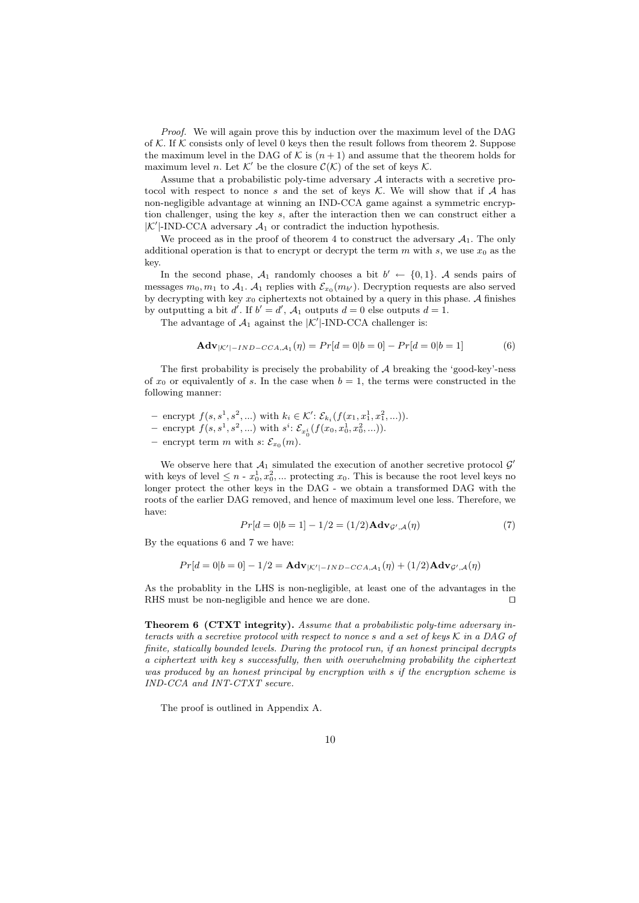*Proof.* We will again prove this by induction over the maximum level of the DAG of $\mathcal{K}$. If $\mathcal{K}$ consists only of level 0 keys then the result follows from theorem 2. Suppose the maximum level in the DAG of $\mathcal{K}$ is $(n+1)$ and assume that the theorem holds for maximum level $n$. Let $\mathcal{K}'$ be the closure $\mathcal{C}(\mathcal{K})$ of the set of keys $\mathcal{K}$.

Assume that a probabilistic poly-time adversary $\mathcal{A}$ interacts with a secretive protocol with respect to nonce $s$ and the set of keys $\mathcal{K}$. We will show that if $\mathcal{A}$ has non-negligible advantage at winning an IND-CCA game against a symmetric encryption challenger, using the key $s$, after the interaction then we can construct either a $|\mathcal{K}'|$-IND-CCA adversary $\mathcal{A}_1$ or contradict the induction hypothesis.

We proceed as in the proof of theorem 4 to construct the adversary $\mathcal{A}_1$. The only additional operation is that to encrypt or decrypt the term $m$ with $s$, we use $x_0$ as the key.

In the second phase, $\mathcal{A}_1$ randomly chooses a bit $b' \leftarrow \{0,1\}$. $\mathcal{A}$ sends pairs of messages $m_0, m_1$ to $\mathcal{A}_1$. $\mathcal{A}_1$ replies with $\mathcal{E}_{x_0}(m_{b'})$. Decryption requests are also served by decrypting with key $x_0$ ciphertexts not obtained by a query in this phase. $\mathcal{A}$ finishes by outputting a bit $d'$. If $b' = d'$, $\mathcal{A}_1$ outputs $d = 0$ else outputs $d = 1$.

The advantage of $\mathcal{A}_1$ against the $|\mathcal{K}'|$-IND-CCA challenger is:

$$\mathbf{Adv}_{|\mathcal{K}'|-IND-CCA,\mathcal{A}_1}(\eta) = Pr[d=0|b=0] - Pr[d=0|b=1] \tag{6}$$

The first probability is precisely the probability of $\mathcal{A}$ breaking the 'good-key'-ness of $x_0$ or equivalently of $s$. In the case when $b = 1$, the terms were constructed in the following manner:

- encrypt $f(s, s^1, s^2, ...)$ with $k_i \in \mathcal{K}'$: $\mathcal{E}_{k_i}(f(x_1, x_1^1, x_1^2, ...))$.
- encrypt $f(s, s^1, s^2, ...)$ with $s^i$: $\mathcal{E}_{x_0^i}(f(x_0, x_0^1, x_0^2, ...))$.
- encrypt term $m$ with $s$: $\mathcal{E}_{x_0}(m)$.

We observe here that $\mathcal{A}_1$ simulated the execution of another secretive protocol $\mathcal{G}'$ with keys of level $\leq n$ - $x_0^1, x_0^2, ...$ protecting $x_0$. This is because the root level keys no longer protect the other keys in the DAG - we obtain a transformed DAG with the roots of the earlier DAG removed, and hence of maximum level one less. Therefore, we have:

$$Pr[d=0|b=1] - 1/2 = (1/2)\mathbf{Adv}_{\mathcal{G}',\mathcal{A}}(\eta) \tag{7}$$

By the equations 6 and 7 we have:

$$Pr[d=0|b=0] - 1/2 = \mathbf{Adv}_{|\mathcal{K}'|-IND-CCA,\mathcal{A}_1}(\eta) + (1/2)\mathbf{Adv}_{\mathcal{G}',\mathcal{A}}(\eta)$$

As the probablity in the LHS is non-negligible, at least one of the advantages in the RHS must be non-negligible and hence we are done. ◻

**Theorem 6 (CTXT integrity).** *Assume that a probabilistic poly-time adversary interacts with a secretive protocol with respect to nonce $s$ and a set of keys $\mathcal{K}$ in a DAG of finite, statically bounded levels. During the protocol run, if an honest principal decrypts a ciphertext with key $s$ successfully, then with overwhelming probability the ciphertext was produced by an honest principal by encryption with $s$ if the encryption scheme is IND-CCA and INT-CTXT secure.*

The proof is outlined in Appendix A.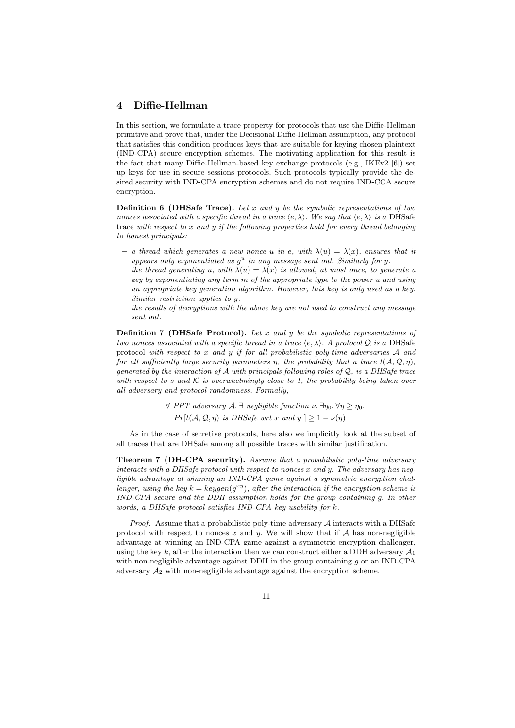## 4 Diffie-Hellman

In this section, we formulate a trace property for protocols that use the Diffie-Hellman primitive and prove that, under the Decisional Diffie-Hellman assumption, any protocol that satisfies this condition produces keys that are suitable for keying chosen plaintext (IND-CPA) secure encryption schemes. The motivating application for this result is the fact that many Diffie-Hellman-based key exchange protocols (e.g., IKEv2 [6]) set up keys for use in secure sessions protocols. Such protocols typically provide the desired security with IND-CPA encryption schemes and do not require IND-CCA secure encryption.

**Definition 6 (DHSafe Trace).** *Let $x$ and $y$ be the symbolic representations of two nonces associated with a specific thread in a trace $\langle e, \lambda \rangle$. We say that $\langle e, \lambda \rangle$ is a* DHSafe trace *with respect to $x$ and $y$ if the following properties hold for every thread belonging to honest principals:*

- *a thread which generates a new nonce $u$ in $e$, with $\lambda(u) = \lambda(x)$, ensures that it appears only exponentiated as $g^u$ in any message sent out. Similarly for $y$.*
- *the thread generating $u$, with $\lambda(u) = \lambda(x)$ is allowed, at most once, to generate a key by exponentiating any term $m$ of the appropriate type to the power $u$ and using an appropriate key generation algorithm. However, this key is only used as a key. Similar restriction applies to $y$.*
- *the results of decryptions with the above key are not used to construct any message sent out.*

**Definition 7 (DHSafe Protocol).** *Let $x$ and $y$ be the symbolic representations of two nonces associated with a specific thread in a trace $\langle e, \lambda \rangle$. A protocol $\mathcal{Q}$ is a* DHSafe protocol *with respect to $x$ and $y$ if for all probabilistic poly-time adversaries $\mathcal{A}$ and for all sufficiently large security parameters $\eta$, the probability that a trace $t(\mathcal{A}, \mathcal{Q}, \eta)$, generated by the interaction of $\mathcal{A}$ with principals following roles of $\mathcal{Q}$, is a DHSafe trace with respect to $s$ and $\mathcal{K}$ is overwhelmingly close to 1, the probability being taken over all adversary and protocol randomness. Formally,*

$$\forall \; PPT \text{ adversary } \mathcal{A}. \; \exists \text{ negligible function } \nu. \; \exists \eta_0. \; \forall \eta \geq \eta_0.$$
$$Pr[t(\mathcal{A}, \mathcal{Q}, \eta) \text{ is DHSafe wrt } x \text{ and } y \;] \geq 1 - \nu(\eta)$$

As in the case of secretive protocols, here also we implicitly look at the subset of all traces that are DHSafe among all possible traces with similar justification.

**Theorem 7 (DH-CPA security).** *Assume that a probabilistic poly-time adversary interacts with a DHSafe protocol with respect to nonces $x$ and $y$. The adversary has negligible advantage at winning an IND-CPA game against a symmetric encryption challenger, using the key $k = keygen(g^{xy})$, after the interaction if the encryption scheme is IND-CPA secure and the DDH assumption holds for the group containing $g$. In other words, a DHSafe protocol satisfies IND-CPA key usability for $k$.*

*Proof.* Assume that a probabilistic poly-time adversary $\mathcal{A}$ interacts with a DHSafe protocol with respect to nonces $x$ and $y$. We will show that if $\mathcal{A}$ has non-negligible advantage at winning an IND-CPA game against a symmetric encryption challenger, using the key $k$, after the interaction then we can construct either a DDH adversary $\mathcal{A}_1$ with non-negligible advantage against DDH in the group containing $g$ or an IND-CPA adversary $\mathcal{A}_2$ with non-negligible advantage against the encryption scheme.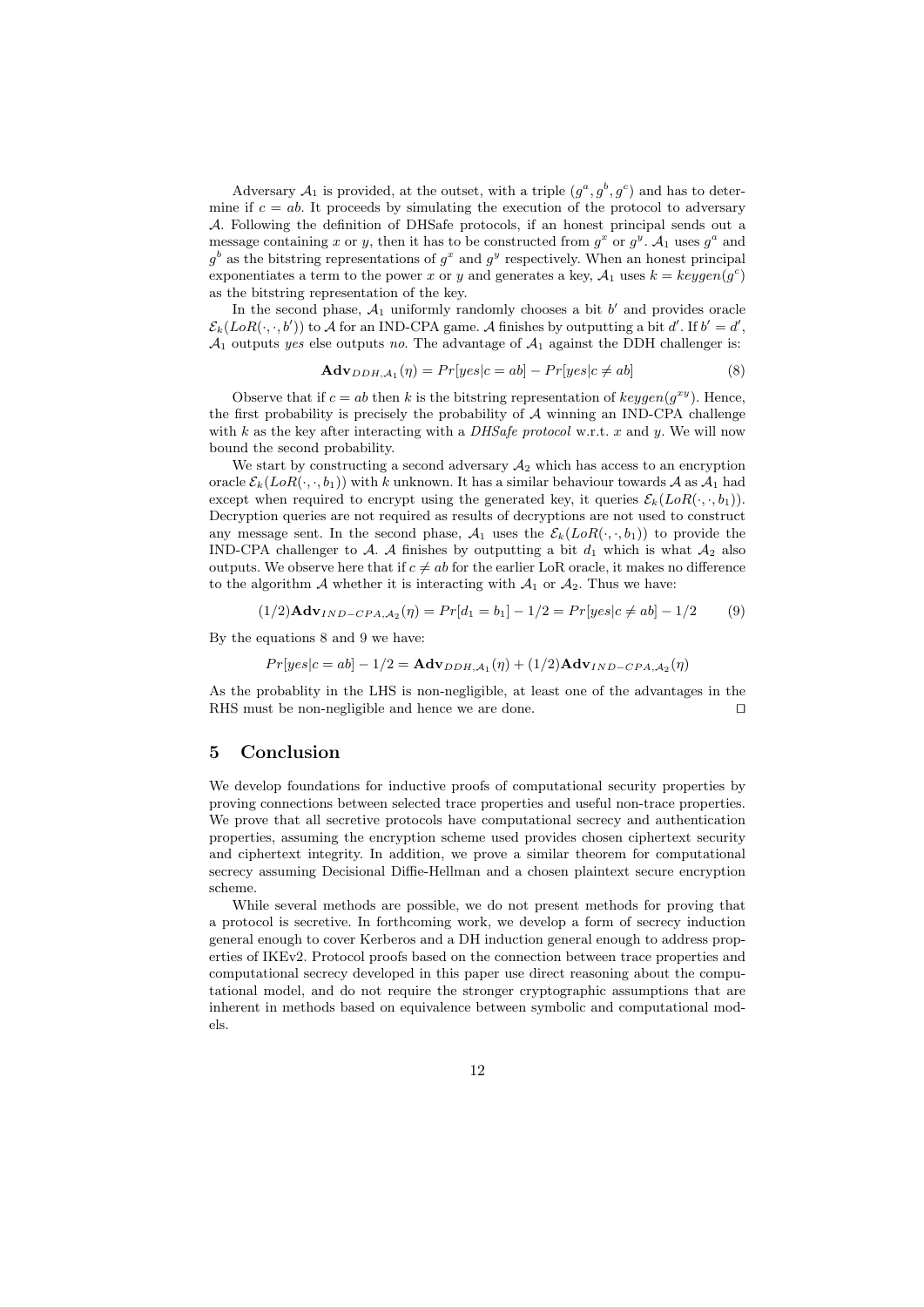Adversary $\mathcal{A}_1$ is provided, at the outset, with a triple $(g^a, g^b, g^c)$ and has to determine if $c = ab$. It proceeds by simulating the execution of the protocol to adversary $\mathcal{A}$. Following the definition of DHSafe protocols, if an honest principal sends out a message containing $x$ or $y$, then it has to be constructed from $g^x$ or $g^y$. $\mathcal{A}_1$ uses $g^a$ and $g^b$ as the bitstring representations of $g^x$ and $g^y$ respectively. When an honest principal exponentiates a term to the power $x$ or $y$ and generates a key, $\mathcal{A}_1$ uses $k = keygen(g^c)$ as the bitstring representation of the key.

In the second phase, $\mathcal{A}_1$ uniformly randomly chooses a bit $b'$ and provides oracle $\mathcal{E}_k(LoR(\cdot, \cdot, b'))$ to $\mathcal{A}$ for an IND-CPA game. $\mathcal{A}$ finishes by outputting a bit $d'$. If $b' = d'$, $\mathcal{A}_1$ outputs *yes* else outputs *no*. The advantage of $\mathcal{A}_1$ against the DDH challenger is:

$$\mathbf{Adv}_{DDH,\mathcal{A}_1}(\eta) = Pr[yes|c = ab] - Pr[yes|c \neq ab] \tag{8}$$

Observe that if $c = ab$ then $k$ is the bitstring representation of $keygen(g^{xy})$. Hence, the first probability is precisely the probability of $\mathcal{A}$ winning an IND-CPA challenge with $k$ as the key after interacting with a *DHSafe protocol* w.r.t. $x$ and $y$. We will now bound the second probability.

We start by constructing a second adversary $\mathcal{A}_2$ which has access to an encryption oracle $\mathcal{E}_k(LoR(\cdot, \cdot, b_1))$ with $k$ unknown. It has a similar behaviour towards $\mathcal{A}$ as $\mathcal{A}_1$ had except when required to encrypt using the generated key, it queries $\mathcal{E}_k(LoR(\cdot, \cdot, b_1))$. Decryption queries are not required as results of decryptions are not used to construct any message sent. In the second phase, $\mathcal{A}_1$ uses the $\mathcal{E}_k(LoR(\cdot, \cdot, b_1))$ to provide the IND-CPA challenger to $\mathcal{A}$. $\mathcal{A}$ finishes by outputting a bit $d_1$ which is what $\mathcal{A}_2$ also outputs. We observe here that if $c \neq ab$ for the earlier LoR oracle, it makes no difference to the algorithm $\mathcal{A}$ whether it is interacting with $\mathcal{A}_1$ or $\mathcal{A}_2$. Thus we have:

$$(1/2)\mathbf{Adv}_{IND-CPA,\mathcal{A}_2}(\eta) = Pr[d_1 = b_1] - 1/2 = Pr[yes|c \neq ab] - 1/2 \tag{9}$$

By the equations 8 and 9 we have:

$$Pr[yes|c = ab] - 1/2 = \mathbf{Adv}_{DDH,\mathcal{A}_1}(\eta) + (1/2)\mathbf{Adv}_{IND-CPA,\mathcal{A}_2}(\eta)$$

As the probablity in the LHS is non-negligible, at least one of the advantages in the RHS must be non-negligible and hence we are done. ◻

## 5 Conclusion

We develop foundations for inductive proofs of computational security properties by proving connections between selected trace properties and useful non-trace properties. We prove that all secretive protocols have computational secrecy and authentication properties, assuming the encryption scheme used provides chosen ciphertext security and ciphertext integrity. In addition, we prove a similar theorem for computational secrecy assuming Decisional Diffie-Hellman and a chosen plaintext secure encryption scheme.

While several methods are possible, we do not present methods for proving that a protocol is secretive. In forthcoming work, we develop a form of secrecy induction general enough to cover Kerberos and a DH induction general enough to address properties of IKEv2. Protocol proofs based on the connection between trace properties and computational secrecy developed in this paper use direct reasoning about the computational model, and do not require the stronger cryptographic assumptions that are inherent in methods based on equivalence between symbolic and computational models.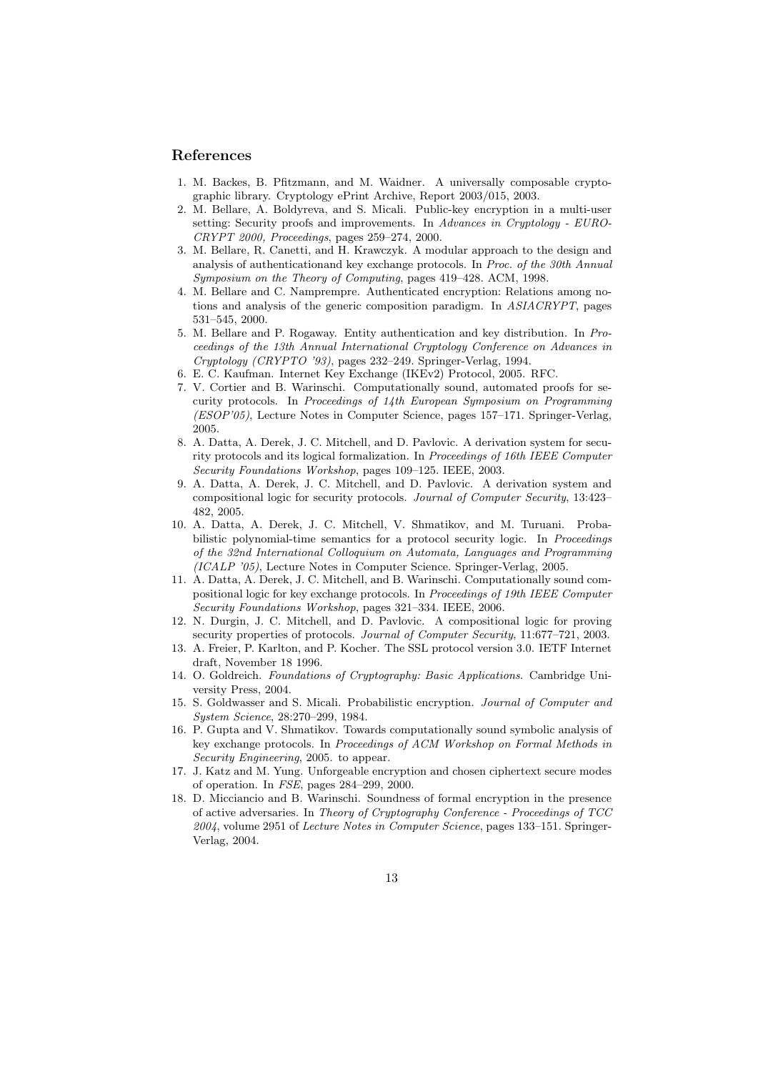## References

1. M. Backes, B. Pfitzmann, and M. Waidner. A universally composable cryptographic library. Cryptology ePrint Archive, Report 2003/015, 2003.
2. M. Bellare, A. Boldyreva, and S. Micali. Public-key encryption in a multi-user setting: Security proofs and improvements. In *Advances in Cryptology - EUROCRYPT 2000, Proceedings*, pages 259–274, 2000.
3. M. Bellare, R. Canetti, and H. Krawczyk. A modular approach to the design and analysis of authenticationand key exchange protocols. In *Proc. of the 30th Annual Symposium on the Theory of Computing*, pages 419–428. ACM, 1998.
4. M. Bellare and C. Namprempre. Authenticated encryption: Relations among notions and analysis of the generic composition paradigm. In *ASIACRYPT*, pages 531–545, 2000.
5. M. Bellare and P. Rogaway. Entity authentication and key distribution. In *Proceedings of the 13th Annual International Cryptology Conference on Advances in Cryptology (CRYPTO '93)*, pages 232–249. Springer-Verlag, 1994.
6. E. C. Kaufman. Internet Key Exchange (IKEv2) Protocol, 2005. RFC.
7. V. Cortier and B. Warinschi. Computationally sound, automated proofs for security protocols. In *Proceedings of 14th European Symposium on Programming (ESOP'05)*, Lecture Notes in Computer Science, pages 157–171. Springer-Verlag, 2005.
8. A. Datta, A. Derek, J. C. Mitchell, and D. Pavlovic. A derivation system for security protocols and its logical formalization. In *Proceedings of 16th IEEE Computer Security Foundations Workshop*, pages 109–125. IEEE, 2003.
9. A. Datta, A. Derek, J. C. Mitchell, and D. Pavlovic. A derivation system and compositional logic for security protocols. *Journal of Computer Security*, 13:423–482, 2005.
10. A. Datta, A. Derek, J. C. Mitchell, V. Shmatikov, and M. Turuani. Probabilistic polynomial-time semantics for a protocol security logic. In *Proceedings of the 32nd International Colloquium on Automata, Languages and Programming (ICALP '05)*, Lecture Notes in Computer Science. Springer-Verlag, 2005.
11. A. Datta, A. Derek, J. C. Mitchell, and B. Warinschi. Computationally sound compositional logic for key exchange protocols. In *Proceedings of 19th IEEE Computer Security Foundations Workshop*, pages 321–334. IEEE, 2006.
12. N. Durgin, J. C. Mitchell, and D. Pavlovic. A compositional logic for proving security properties of protocols. *Journal of Computer Security*, 11:677–721, 2003.
13. A. Freier, P. Karlton, and P. Kocher. The SSL protocol version 3.0. IETF Internet draft, November 18 1996.
14. O. Goldreich. *Foundations of Cryptography: Basic Applications*. Cambridge University Press, 2004.
15. S. Goldwasser and S. Micali. Probabilistic encryption. *Journal of Computer and System Science*, 28:270–299, 1984.
16. P. Gupta and V. Shmatikov. Towards computationally sound symbolic analysis of key exchange protocols. In *Proceedings of ACM Workshop on Formal Methods in Security Engineering*, 2005. to appear.
17. J. Katz and M. Yung. Unforgeable encryption and chosen ciphertext secure modes of operation. In *FSE*, pages 284–299, 2000.
18. D. Micciancio and B. Warinschi. Soundness of formal encryption in the presence of active adversaries. In *Theory of Cryptography Conference - Proceedings of TCC 2004*, volume 2951 of *Lecture Notes in Computer Science*, pages 133–151. Springer-Verlag, 2004.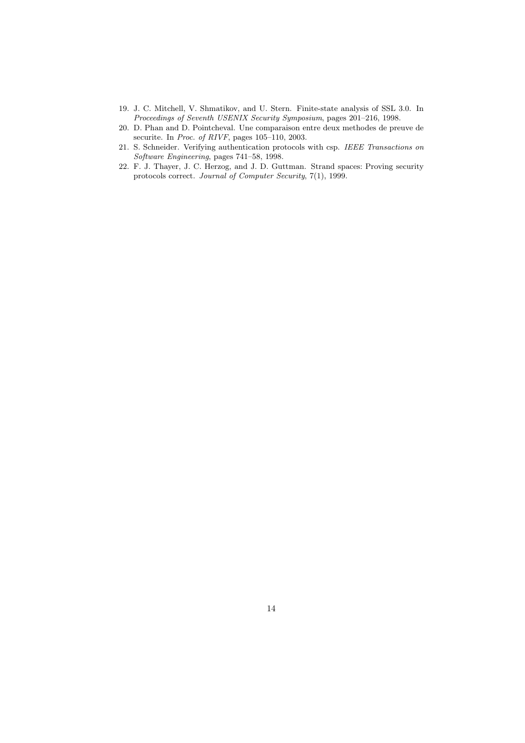19. J. C. Mitchell, V. Shmatikov, and U. Stern. Finite-state analysis of SSL 3.0. In *Proceedings of Seventh USENIX Security Symposium*, pages 201–216, 1998.
20. D. Phan and D. Pointcheval. Une comparaison entre deux methodes de preuve de securite. In *Proc. of RIVF*, pages 105–110, 2003.
21. S. Schneider. Verifying authentication protocols with csp. *IEEE Transactions on Software Engineering*, pages 741–58, 1998.
22. F. J. Thayer, J. C. Herzog, and J. D. Guttman. Strand spaces: Proving security protocols correct. *Journal of Computer Security*, 7(1), 1999.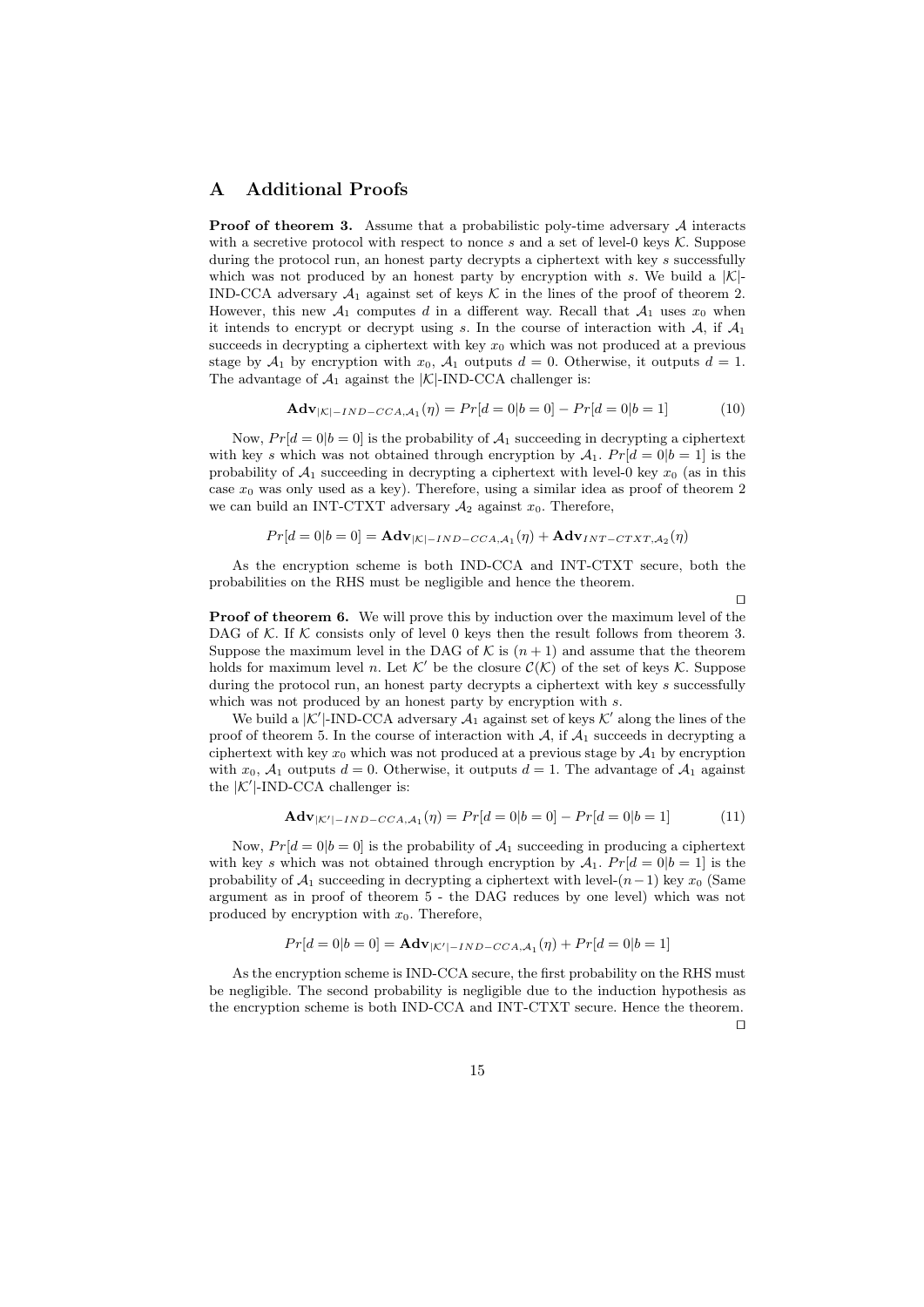## A Additional Proofs

**Proof of theorem 3.** Assume that a probabilistic poly-time adversary $\mathcal{A}$ interacts with a secretive protocol with respect to nonce $s$ and a set of level-0 keys $\mathcal{K}$. Suppose during the protocol run, an honest party decrypts a ciphertext with key $s$ successfully which was not produced by an honest party by encryption with $s$. We build a $|\mathcal{K}|$-IND-CCA adversary $\mathcal{A}_1$ against set of keys $\mathcal{K}$ in the lines of the proof of theorem 2. However, this new $\mathcal{A}_1$ computes $d$ in a different way. Recall that $\mathcal{A}_1$ uses $x_0$ when it intends to encrypt or decrypt using $s$. In the course of interaction with $\mathcal{A}$, if $\mathcal{A}_1$ succeeds in decrypting a ciphertext with key $x_0$ which was not produced at a previous stage by $\mathcal{A}_1$ by encryption with $x_0$, $\mathcal{A}_1$ outputs $d = 0$. Otherwise, it outputs $d = 1$. The advantage of $\mathcal{A}_1$ against the $|\mathcal{K}|$-IND-CCA challenger is:

$$\mathbf{Adv}_{|\mathcal{K}|-IND-CCA,\mathcal{A}_1}(\eta) = Pr[d = 0|b = 0] - Pr[d = 0|b = 1] \tag{10}$$

Now, $Pr[d = 0|b = 0]$ is the probability of $\mathcal{A}_1$ succeeding in decrypting a ciphertext with key $s$ which was not obtained through encryption by $\mathcal{A}_1$. $Pr[d = 0|b = 1]$ is the probability of $\mathcal{A}_1$ succeeding in decrypting a ciphertext with level-0 key $x_0$ (as in this case $x_0$ was only used as a key). Therefore, using a similar idea as proof of theorem 2 we can build an INT-CTXT adversary $\mathcal{A}_2$ against $x_0$. Therefore,

$$Pr[d = 0|b = 0] = \mathbf{Adv}_{|\mathcal{K}|-IND-CCA,\mathcal{A}_1}(\eta) + \mathbf{Adv}_{INT-CTXT,\mathcal{A}_2}(\eta)$$

As the encryption scheme is both IND-CCA and INT-CTXT secure, both the probabilities on the RHS must be negligible and hence the theorem.

□

**Proof of theorem 6.** We will prove this by induction over the maximum level of the DAG of $\mathcal{K}$. If $\mathcal{K}$ consists only of level 0 keys then the result follows from theorem 3. Suppose the maximum level in the DAG of $\mathcal{K}$ is $(n+1)$ and assume that the theorem holds for maximum level $n$. Let $\mathcal{K}'$ be the closure $\mathcal{C}(\mathcal{K})$ of the set of keys $\mathcal{K}$. Suppose during the protocol run, an honest party decrypts a ciphertext with key $s$ successfully which was not produced by an honest party by encryption with $s$.

We build a $|\mathcal{K}'|$-IND-CCA adversary $\mathcal{A}_1$ against set of keys $\mathcal{K}'$ along the lines of the proof of theorem 5. In the course of interaction with $\mathcal{A}$, if $\mathcal{A}_1$ succeeds in decrypting a ciphertext with key $x_0$ which was not produced at a previous stage by $\mathcal{A}_1$ by encryption with $x_0$, $\mathcal{A}_1$ outputs $d = 0$. Otherwise, it outputs $d = 1$. The advantage of $\mathcal{A}_1$ against the $|\mathcal{K}'|$-IND-CCA challenger is:

$$\mathbf{Adv}_{|\mathcal{K}'|-IND-CCA,\mathcal{A}_1}(\eta) = Pr[d = 0|b = 0] - Pr[d = 0|b = 1] \tag{11}$$

Now, $Pr[d = 0|b = 0]$ is the probability of $\mathcal{A}_1$ succeeding in producing a ciphertext with key $s$ which was not obtained through encryption by $\mathcal{A}_1$. $Pr[d = 0|b = 1]$ is the probability of $\mathcal{A}_1$ succeeding in decrypting a ciphertext with level-$(n-1)$ key $x_0$ (Same argument as in proof of theorem 5 - the DAG reduces by one level) which was not produced by encryption with $x_0$. Therefore,

$$Pr[d = 0|b = 0] = \mathbf{Adv}_{|\mathcal{K}'|-IND-CCA,\mathcal{A}_1}(\eta) + Pr[d = 0|b = 1]$$

As the encryption scheme is IND-CCA secure, the first probability on the RHS must be negligible. The second probability is negligible due to the induction hypothesis as the encryption scheme is both IND-CCA and INT-CTXT secure. Hence the theorem.

□